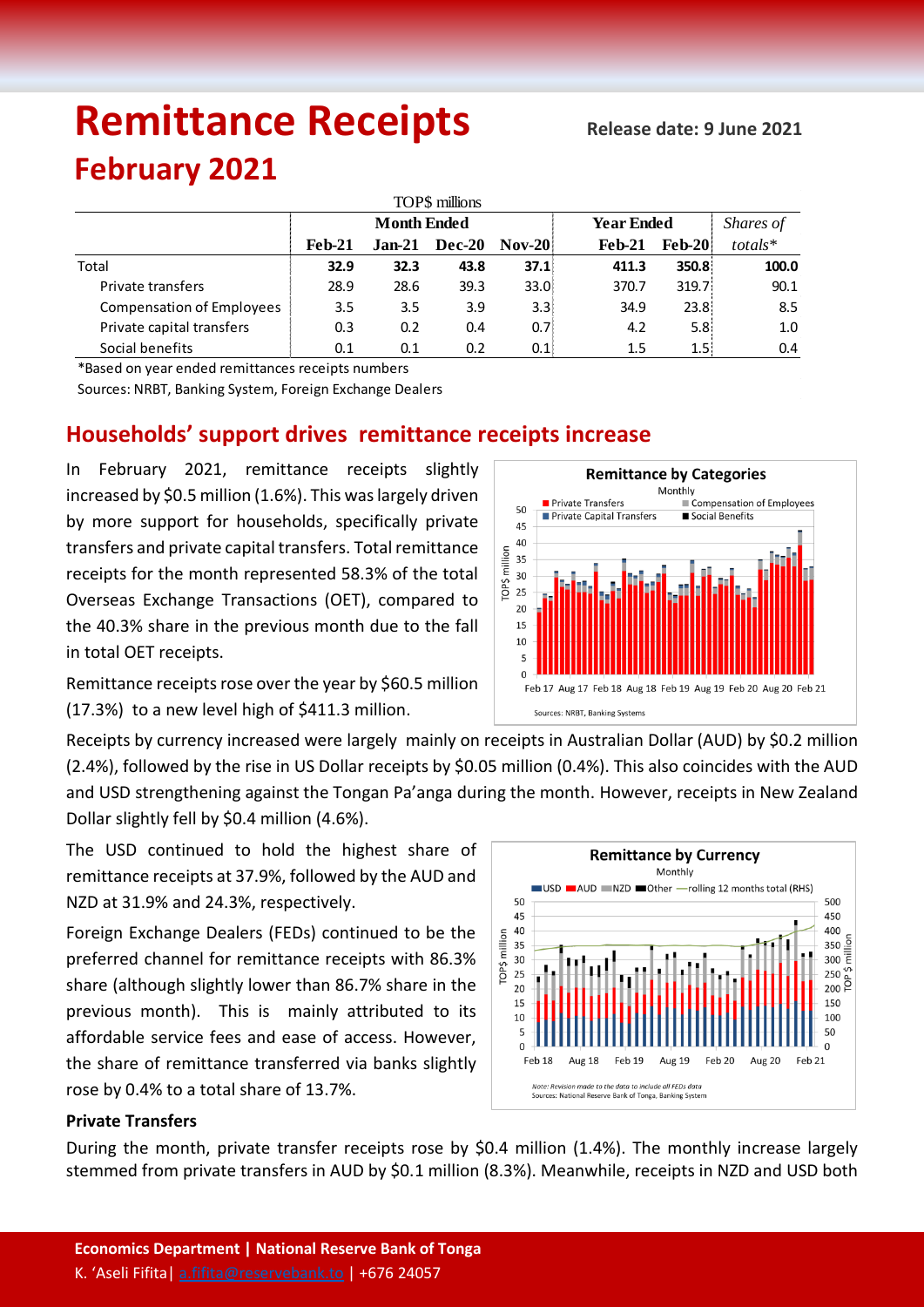# Remittance Receipts

**Release date: 9 June 2021**

## February 2021

TOP$ millions

| | Month Ended | | | | Year Ended | | *Shares of* |
|---|---|---|---|---|---|---|---|
| | **Feb-21** | **Jan-21** | **Dec-20** | **Nov-20** | **Feb-21** | **Feb-20** | *totals** |
| Total | **32.9** | **32.3** | **43.8** | **37.1** | **411.3** | **350.8** | **100.0** |
| Private transfers | 28.9 | 28.6 | 39.3 | 33.0 | 370.7 | 319.7 | 90.1 |
| Compensation of Employees | 3.5 | 3.5 | 3.9 | 3.3 | 34.9 | 23.8 | 8.5 |
| Private capital transfers | 0.3 | 0.2 | 0.4 | 0.7 | 4.2 | 5.8 | 1.0 |
| Social benefits | 0.1 | 0.1 | 0.2 | 0.1 | 1.5 | 1.5 | 0.4 |

*Based on year ended remittances receipts numbers

Sources: NRBT, Banking System, Foreign Exchange Dealers

## Households' support drives remittance receipts increase

In February 2021, remittance receipts slightly increased by $0.5 million (1.6%). This was largely driven by more support for households, specifically private transfers and private capital transfers. Total remittance receipts for the month represented 58.3% of the total Overseas Exchange Transactions (OET), compared to the 40.3% share in the previous month due to the fall in total OET receipts.

Remittance receipts rose over the year by $60.5 million (17.3%) to a new level high of $411.3 million.

Receipts by currency increased were largely mainly on receipts in Australian Dollar (AUD) by $0.2 million (2.4%), followed by the rise in US Dollar receipts by $0.05 million (0.4%). This also coincides with the AUD and USD strengthening against the Tongan Pa'anga during the month. However, receipts in New Zealand Dollar slightly fell by $0.4 million (4.6%).

The USD continued to hold the highest share of remittance receipts at 37.9%, followed by the AUD and NZD at 31.9% and 24.3%, respectively.

Foreign Exchange Dealers (FEDs) continued to be the preferred channel for remittance receipts with 86.3% share (although slightly lower than 86.7% share in the previous month). This is mainly attributed to its affordable service fees and ease of access. However, the share of remittance transferred via banks slightly rose by 0.4% to a total share of 13.7%.

### Private Transfers

During the month, private transfer receipts rose by $0.4 million (1.4%). The monthly increase largely stemmed from private transfers in AUD by $0.1 million (8.3%). Meanwhile, receipts in NZD and USD both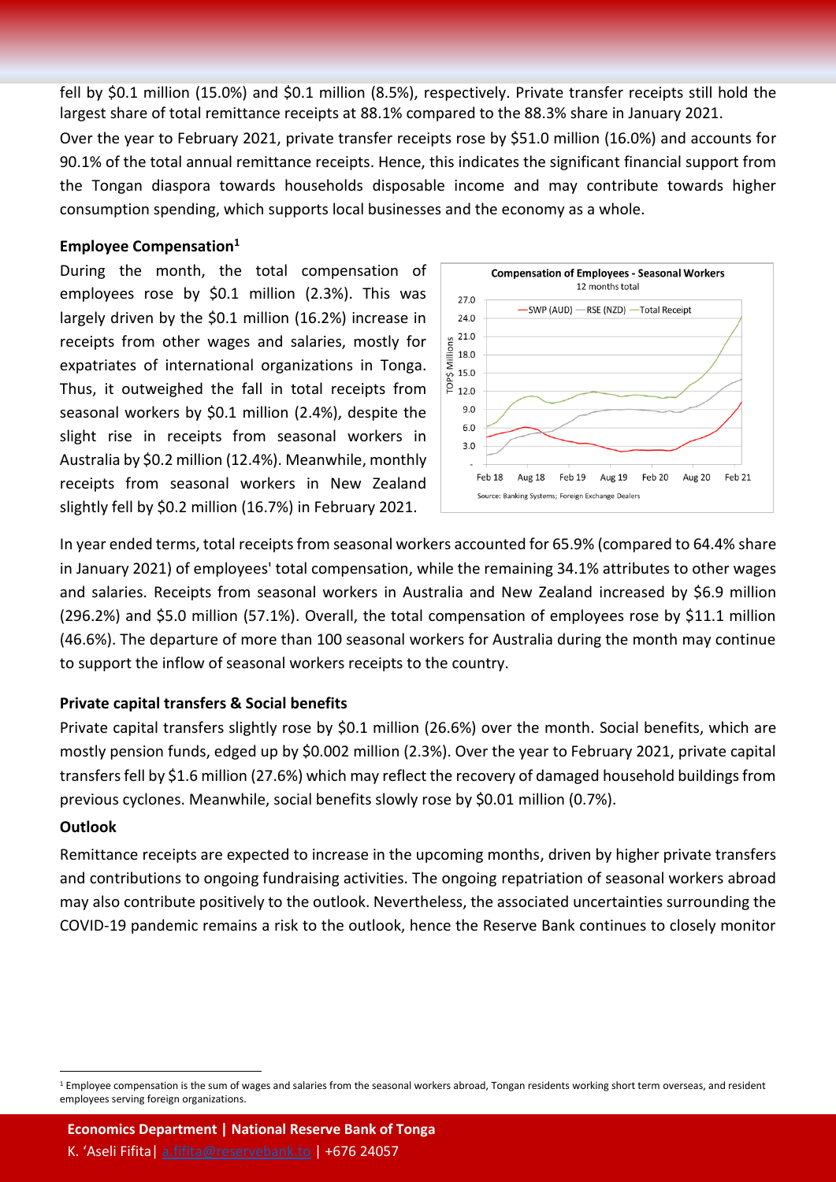fell by $0.1 million (15.0%) and $0.1 million (8.5%), respectively. Private transfer receipts still hold the largest share of total remittance receipts at 88.1% compared to the 88.3% share in January 2021.

Over the year to February 2021, private transfer receipts rose by $51.0 million (16.0%) and accounts for 90.1% of the total annual remittance receipts. Hence, this indicates the significant financial support from the Tongan diaspora towards households disposable income and may contribute towards higher consumption spending, which supports local businesses and the economy as a whole.

**Employee Compensation[1]**

During the month, the total compensation of employees rose by $0.1 million (2.3%). This was largely driven by the $0.1 million (16.2%) increase in receipts from other wages and salaries, mostly for expatriates of international organizations in Tonga. Thus, it outweighed the fall in total receipts from seasonal workers by $0.1 million (2.4%), despite the slight rise in receipts from seasonal workers in Australia by $0.2 million (12.4%). Meanwhile, monthly receipts from seasonal workers in New Zealand slightly fell by $0.2 million (16.7%) in February 2021.

In year ended terms, total receipts from seasonal workers accounted for 65.9% (compared to 64.4% share in January 2021) of employees' total compensation, while the remaining 34.1% attributes to other wages and salaries. Receipts from seasonal workers in Australia and New Zealand increased by $6.9 million (296.2%) and $5.0 million (57.1%). Overall, the total compensation of employees rose by $11.1 million (46.6%). The departure of more than 100 seasonal workers for Australia during the month may continue to support the inflow of seasonal workers receipts to the country.

**Private capital transfers & Social benefits**

Private capital transfers slightly rose by $0.1 million (26.6%) over the month. Social benefits, which are mostly pension funds, edged up by $0.002 million (2.3%). Over the year to February 2021, private capital transfers fell by $1.6 million (27.6%) which may reflect the recovery of damaged household buildings from previous cyclones. Meanwhile, social benefits slowly rose by $0.01 million (0.7%).

**Outlook**

Remittance receipts are expected to increase in the upcoming months, driven by higher private transfers and contributions to ongoing fundraising activities. The ongoing repatriation of seasonal workers abroad may also contribute positively to the outlook. Nevertheless, the associated uncertainties surrounding the COVID-19 pandemic remains a risk to the outlook, hence the Reserve Bank continues to closely monitor

[1] Employee compensation is the sum of wages and salaries from the seasonal workers abroad, Tongan residents working short term overseas, and resident employees serving foreign organizations.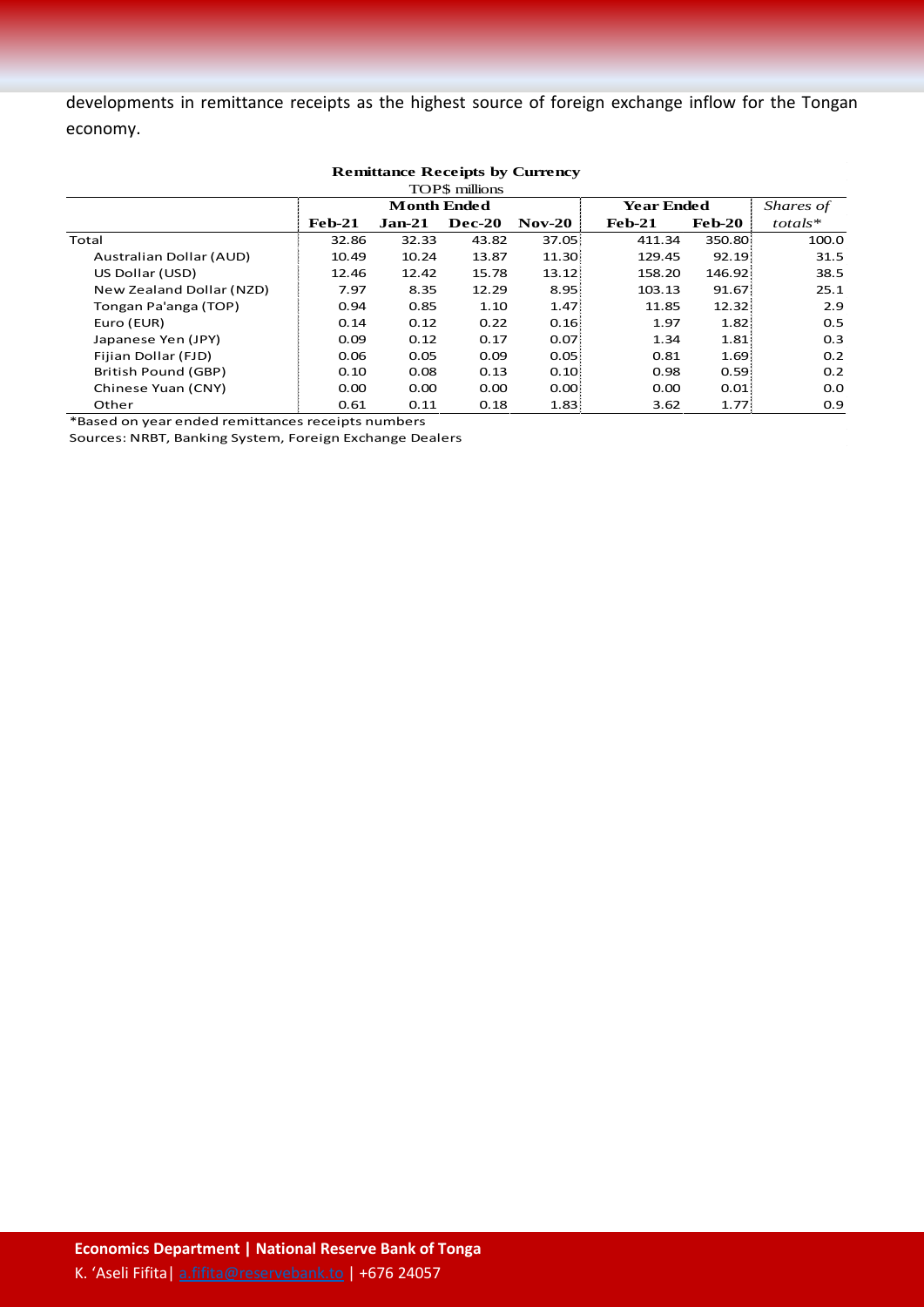developments in remittance receipts as the highest source of foreign exchange inflow for the Tongan economy.

**Remittance Receipts by Currency**

TOP$ millions

| | Month Ended | | | | Year Ended | | *Shares of* |
|---|---|---|---|---|---|---|---|
| | **Feb-21** | **Jan-21** | **Dec-20** | **Nov-20** | **Feb-21** | **Feb-20** | *totals** |
| Total | 32.86 | 32.33 | 43.82 | 37.05 | 411.34 | 350.80 | 100.0 |
| Australian Dollar (AUD) | 10.49 | 10.24 | 13.87 | 11.30 | 129.45 | 92.19 | 31.5 |
| US Dollar (USD) | 12.46 | 12.42 | 15.78 | 13.12 | 158.20 | 146.92 | 38.5 |
| New Zealand Dollar (NZD) | 7.97 | 8.35 | 12.29 | 8.95 | 103.13 | 91.67 | 25.1 |
| Tongan Pa'anga (TOP) | 0.94 | 0.85 | 1.10 | 1.47 | 11.85 | 12.32 | 2.9 |
| Euro (EUR) | 0.14 | 0.12 | 0.22 | 0.16 | 1.97 | 1.82 | 0.5 |
| Japanese Yen (JPY) | 0.09 | 0.12 | 0.17 | 0.07 | 1.34 | 1.81 | 0.3 |
| Fijian Dollar (FJD) | 0.06 | 0.05 | 0.09 | 0.05 | 0.81 | 1.69 | 0.2 |
| British Pound (GBP) | 0.10 | 0.08 | 0.13 | 0.10 | 0.98 | 0.59 | 0.2 |
| Chinese Yuan (CNY) | 0.00 | 0.00 | 0.00 | 0.00 | 0.00 | 0.01 | 0.0 |
| Other | 0.61 | 0.11 | 0.18 | 1.83 | 3.62 | 1.77 | 0.9 |

*Based on year ended remittances receipts numbers

Sources: NRBT, Banking System, Foreign Exchange Dealers

**Economics Department | National Reserve Bank of Tonga**

K. 'Aseli Fifita| a.fifita@reservebank.to | +676 24057